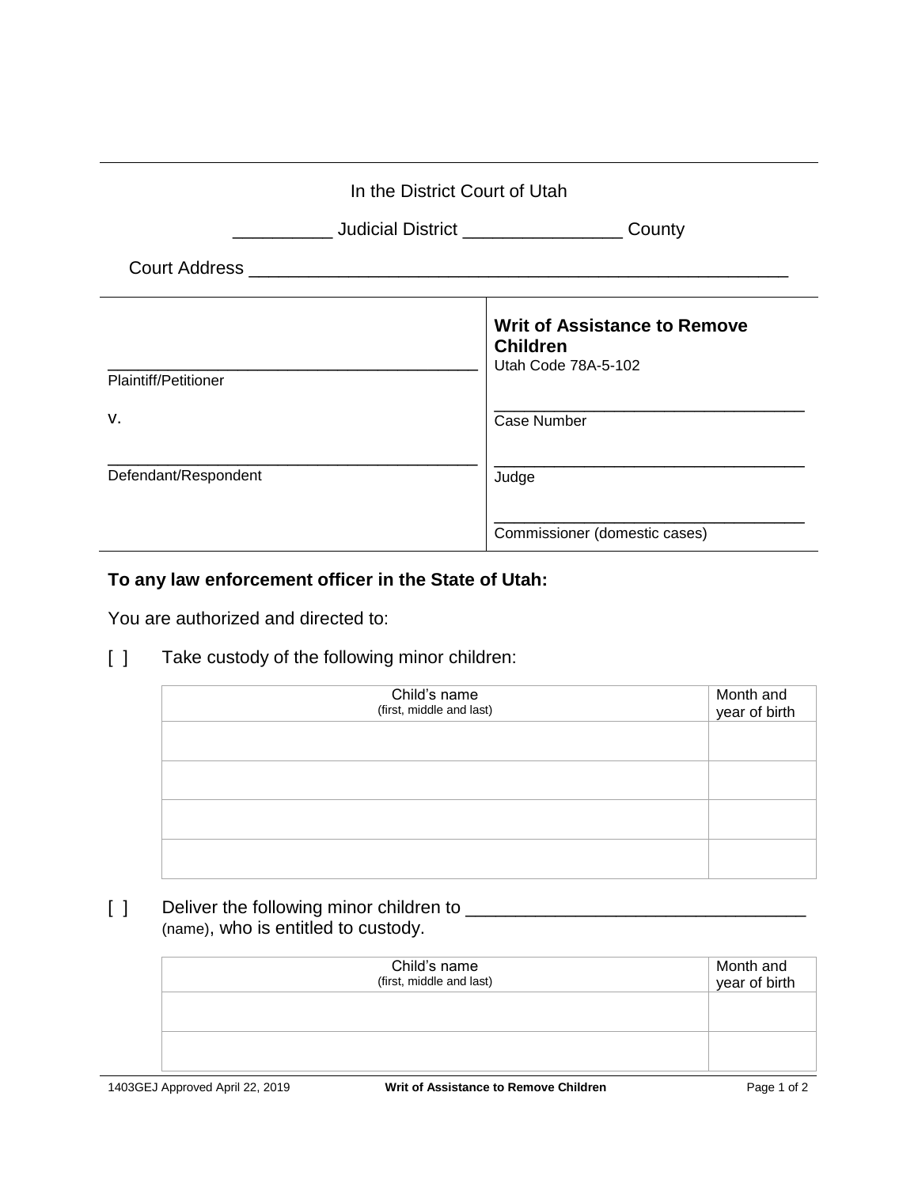In the District Court of Utah

__________ Judicial District ________________ County

Court Address ______________________________________________________

| | |
|---|---|
| ________________________________________ <br> Plaintiff/Petitioner | **Writ of Assistance to Remove Children** <br> Utah Code 78A-5-102 |
| v. | ___________________________________ <br> Case Number |
| ________________________________________ <br> Defendant/Respondent | ___________________________________ <br> Judge |
| | ___________________________________ <br> Commissioner (domestic cases) |

**To any law enforcement officer in the State of Utah:**

You are authorized and directed to:

[ ] Take custody of the following minor children:

| Child's name (first, middle and last) | Month and year of birth |
|---|---|
| | |
| | |
| | |
| | |

[ ] Deliver the following minor children to _________________________________ (name), who is entitled to custody.

| Child's name (first, middle and last) | Month and year of birth |
|---|---|
| | |
| | |

1403GEJ Approved April 22, 2019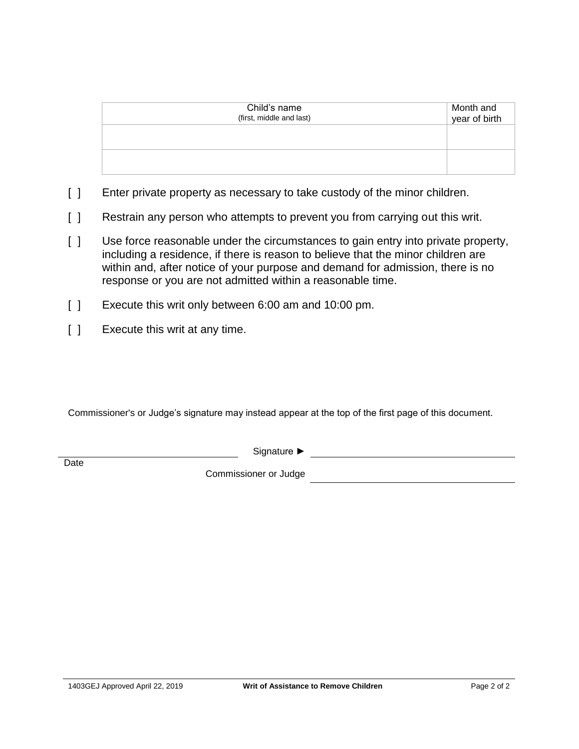| Child's name (first, middle and last) | Month and year of birth |
|---|---|
| | |
| | |

[ ] Enter private property as necessary to take custody of the minor children.

[ ] Restrain any person who attempts to prevent you from carrying out this writ.

[ ] Use force reasonable under the circumstances to gain entry into private property, including a residence, if there is reason to believe that the minor children are within and, after notice of your purpose and demand for admission, there is no response or you are not admitted within a reasonable time.

[ ] Execute this writ only between 6:00 am and 10:00 pm.

[ ] Execute this writ at any time.

Commissioner's or Judge's signature may instead appear at the top of the first page of this document.

Date ______________________ Signature ► ______________________

Commissioner or Judge ______________________

1403GEJ Approved April 22, 2019 **Writ of Assistance to Remove Children**